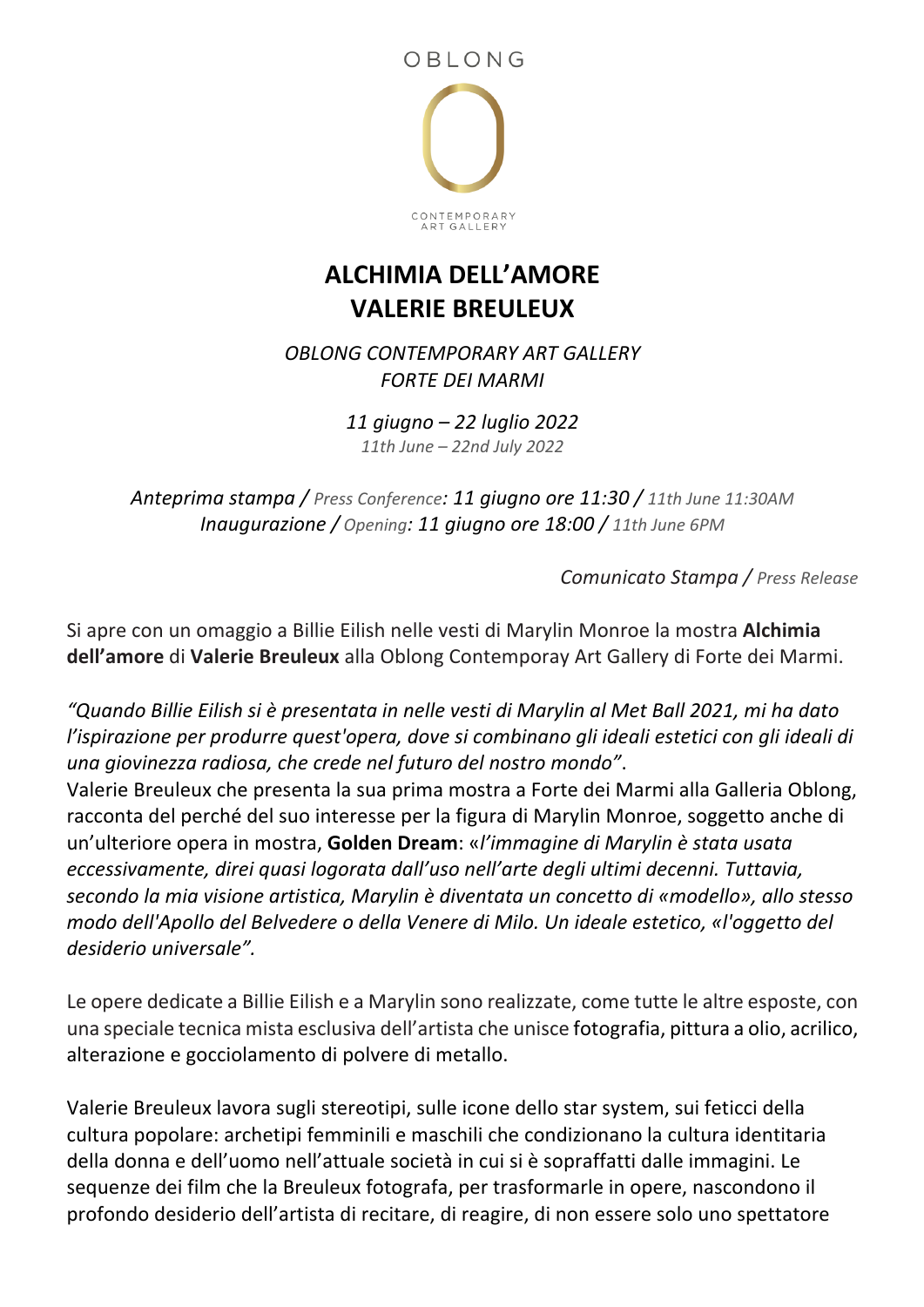OBLONG

CONTEMPORARY
ART GALLERY

# ALCHIMIA DELL'AMORE
# VALERIE BREULEUX

*OBLONG CONTEMPORARY ART GALLERY*
*FORTE DEI MARMI*

*11 giugno – 22 luglio 2022*
*11th June – 22nd July 2022*

*Anteprima stampa / Press Conference: 11 giugno ore 11:30 / 11th June 11:30AM*
*Inaugurazione / Opening: 11 giugno ore 18:00 / 11th June 6PM*

*Comunicato Stampa / Press Release*

Si apre con un omaggio a Billie Eilish nelle vesti di Marylin Monroe la mostra **Alchimia dell'amore** di **Valerie Breuleux** alla Oblong Contemporay Art Gallery di Forte dei Marmi.

*"Quando Billie Eilish si è presentata in nelle vesti di Marylin al Met Ball 2021, mi ha dato l'ispirazione per produrre quest'opera, dove si combinano gli ideali estetici con gli ideali di una giovinezza radiosa, che crede nel futuro del nostro mondo"*.
Valerie Breuleux che presenta la sua prima mostra a Forte dei Marmi alla Galleria Oblong, racconta del perché del suo interesse per la figura di Marylin Monroe, soggetto anche di un'ulteriore opera in mostra, **Golden Dream**: «*l'immagine di Marylin è stata usata eccessivamente, direi quasi logorata dall'uso nell'arte degli ultimi decenni. Tuttavia, secondo la mia visione artistica, Marylin è diventata un concetto di «modello», allo stesso modo dell'Apollo del Belvedere o della Venere di Milo. Un ideale estetico, «l'oggetto del desiderio universale".*

Le opere dedicate a Billie Eilish e a Marylin sono realizzate, come tutte le altre esposte, con una speciale tecnica mista esclusiva dell'artista che unisce fotografia, pittura a olio, acrilico, alterazione e gocciolamento di polvere di metallo.

Valerie Breuleux lavora sugli stereotipi, sulle icone dello star system, sui feticci della cultura popolare: archetipi femminili e maschili che condizionano la cultura identitaria della donna e dell'uomo nell'attuale società in cui si è sopraffatti dalle immagini. Le sequenze dei film che la Breuleux fotografa, per trasformarle in opere, nascondono il profondo desiderio dell'artista di recitare, di reagire, di non essere solo uno spettatore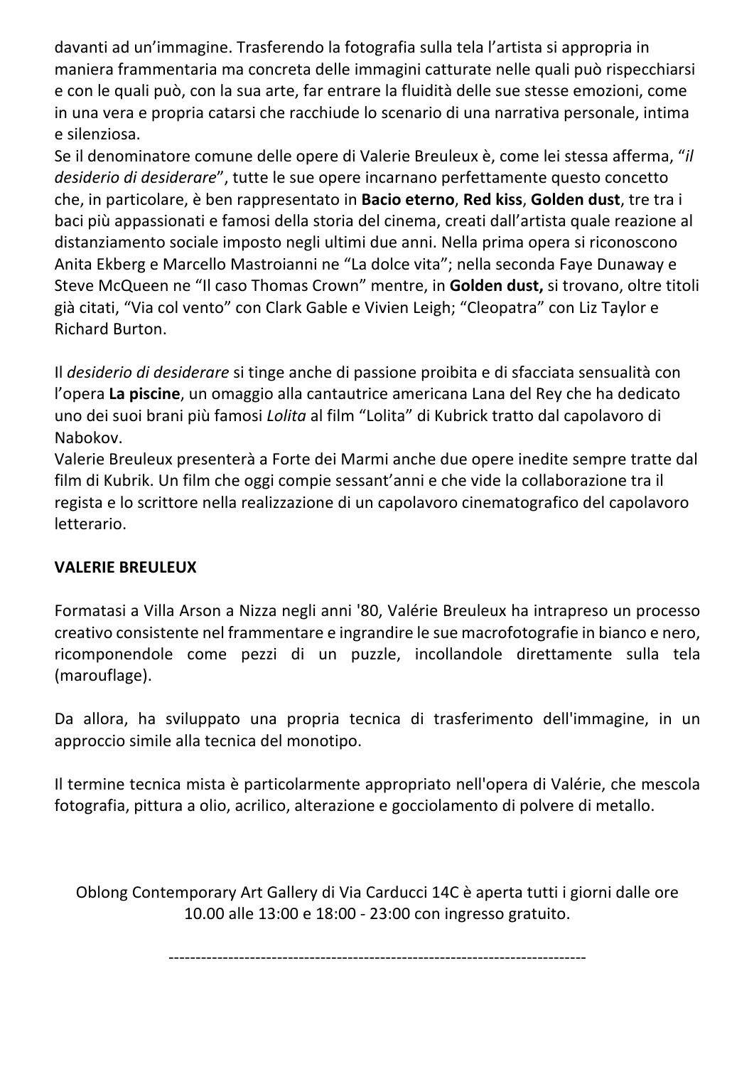davanti ad un'immagine. Trasferendo la fotografia sulla tela l'artista si appropria in maniera frammentaria ma concreta delle immagini catturate nelle quali può rispecchiarsi e con le quali può, con la sua arte, far entrare la fluidità delle sue stesse emozioni, come in una vera e propria catarsi che racchiude lo scenario di una narrativa personale, intima e silenziosa.
Se il denominatore comune delle opere di Valerie Breuleux è, come lei stessa afferma, "*il desiderio di desiderare*", tutte le sue opere incarnano perfettamente questo concetto che, in particolare, è ben rappresentato in **Bacio eterno**, **Red kiss**, **Golden dust**, tre tra i baci più appassionati e famosi della storia del cinema, creati dall'artista quale reazione al distanziamento sociale imposto negli ultimi due anni. Nella prima opera si riconoscono Anita Ekberg e Marcello Mastroianni ne "La dolce vita"; nella seconda Faye Dunaway e Steve McQueen ne "Il caso Thomas Crown" mentre, in **Golden dust,** si trovano, oltre titoli già citati, "Via col vento" con Clark Gable e Vivien Leigh; "Cleopatra" con Liz Taylor e Richard Burton.

Il *desiderio di desiderare* si tinge anche di passione proibita e di sfacciata sensualità con l'opera **La piscine**, un omaggio alla cantautrice americana Lana del Rey che ha dedicato uno dei suoi brani più famosi *Lolita* al film "Lolita" di Kubrick tratto dal capolavoro di Nabokov.
Valerie Breuleux presenterà a Forte dei Marmi anche due opere inedite sempre tratte dal film di Kubrik. Un film che oggi compie sessant'anni e che vide la collaborazione tra il regista e lo scrittore nella realizzazione di un capolavoro cinematografico del capolavoro letterario.

**VALERIE BREULEUX**

Formatasi a Villa Arson a Nizza negli anni '80, Valérie Breuleux ha intrapreso un processo creativo consistente nel frammentare e ingrandire le sue macrofotografie in bianco e nero, ricomponendole come pezzi di un puzzle, incollandole direttamente sulla tela (marouflage).

Da allora, ha sviluppato una propria tecnica di trasferimento dell'immagine, in un approccio simile alla tecnica del monotipo.

Il termine tecnica mista è particolarmente appropriato nell'opera di Valérie, che mescola fotografia, pittura a olio, acrilico, alterazione e gocciolamento di polvere di metallo.

Oblong Contemporary Art Gallery di Via Carducci 14C è aperta tutti i giorni dalle ore 10.00 alle 13:00 e 18:00 - 23:00 con ingresso gratuito.

---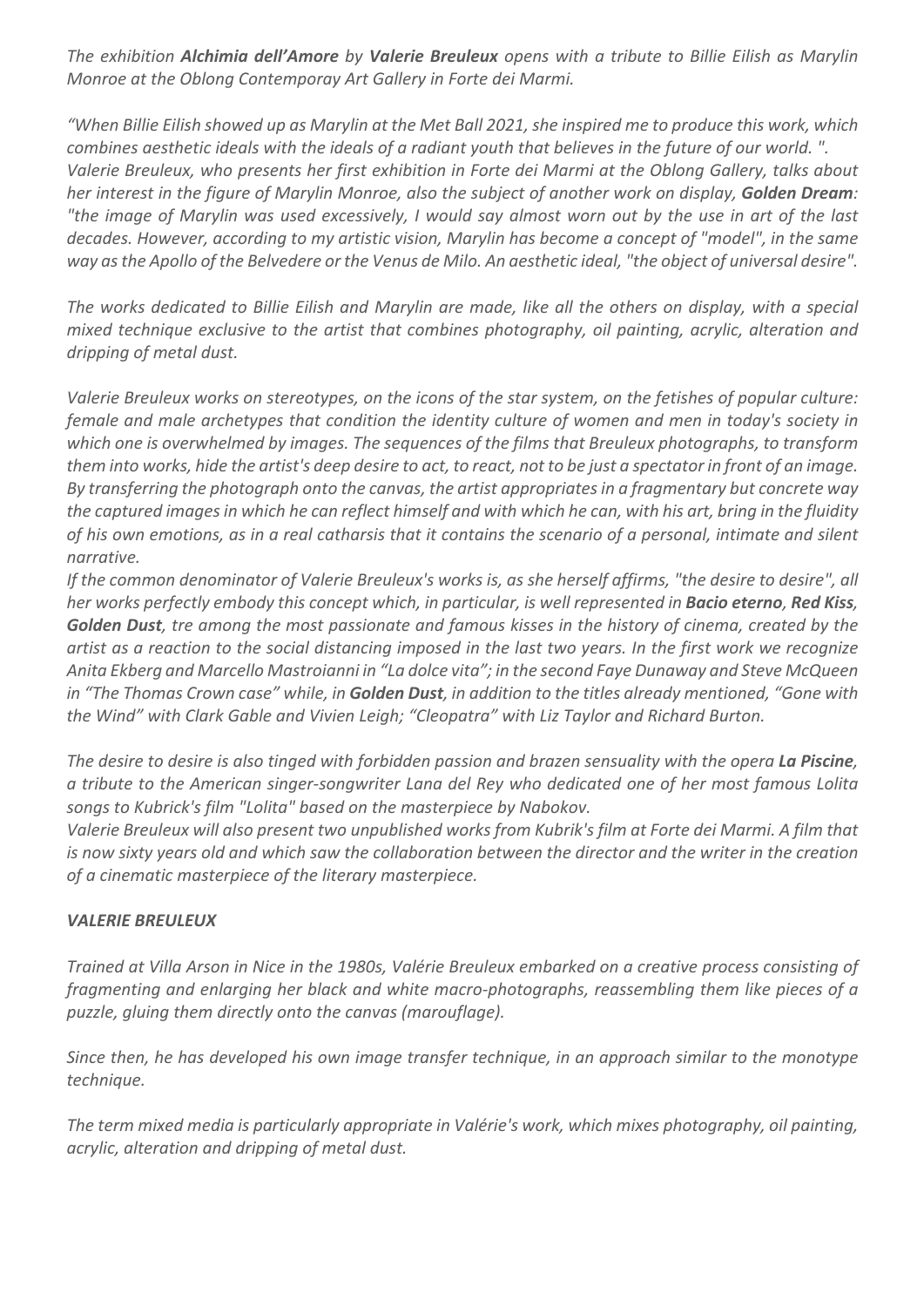*The exhibition **Alchimia dell'Amore** by **Valerie Breuleux** opens with a tribute to Billie Eilish as Marylin Monroe at the Oblong Contemporay Art Gallery in Forte dei Marmi.*

*"When Billie Eilish showed up as Marylin at the Met Ball 2021, she inspired me to produce this work, which combines aesthetic ideals with the ideals of a radiant youth that believes in the future of our world. ".*
*Valerie Breuleux, who presents her first exhibition in Forte dei Marmi at the Oblong Gallery, talks about her interest in the figure of Marylin Monroe, also the subject of another work on display, **Golden Dream**: "the image of Marylin was used excessively, I would say almost worn out by the use in art of the last decades. However, according to my artistic vision, Marylin has become a concept of "model", in the same way as the Apollo of the Belvedere or the Venus de Milo. An aesthetic ideal, "the object of universal desire".*

*The works dedicated to Billie Eilish and Marylin are made, like all the others on display, with a special mixed technique exclusive to the artist that combines photography, oil painting, acrylic, alteration and dripping of metal dust.*

*Valerie Breuleux works on stereotypes, on the icons of the star system, on the fetishes of popular culture: female and male archetypes that condition the identity culture of women and men in today's society in which one is overwhelmed by images. The sequences of the films that Breuleux photographs, to transform them into works, hide the artist's deep desire to act, to react, not to be just a spectator in front of an image. By transferring the photograph onto the canvas, the artist appropriates in a fragmentary but concrete way the captured images in which he can reflect himself and with which he can, with his art, bring in the fluidity of his own emotions, as in a real catharsis that it contains the scenario of a personal, intimate and silent narrative.*
*If the common denominator of Valerie Breuleux's works is, as she herself affirms, "the desire to desire", all her works perfectly embody this concept which, in particular, is well represented in **Bacio eterno**, **Red Kiss**, **Golden Dust**, tre among the most passionate and famous kisses in the history of cinema, created by the artist as a reaction to the social distancing imposed in the last two years. In the first work we recognize Anita Ekberg and Marcello Mastroianni in "La dolce vita"; in the second Faye Dunaway and Steve McQueen in "The Thomas Crown case" while, in **Golden Dust**, in addition to the titles already mentioned, "Gone with the Wind" with Clark Gable and Vivien Leigh; "Cleopatra" with Liz Taylor and Richard Burton.*

*The desire to desire is also tinged with forbidden passion and brazen sensuality with the opera **La Piscine**, a tribute to the American singer-songwriter Lana del Rey who dedicated one of her most famous Lolita songs to Kubrick's film "Lolita" based on the masterpiece by Nabokov.*
*Valerie Breuleux will also present two unpublished works from Kubrik's film at Forte dei Marmi. A film that is now sixty years old and which saw the collaboration between the director and the writer in the creation of a cinematic masterpiece of the literary masterpiece.*

***VALERIE BREULEUX***

*Trained at Villa Arson in Nice in the 1980s, Valérie Breuleux embarked on a creative process consisting of fragmenting and enlarging her black and white macro-photographs, reassembling them like pieces of a puzzle, gluing them directly onto the canvas (marouflage).*

*Since then, he has developed his own image transfer technique, in an approach similar to the monotype technique.*

*The term mixed media is particularly appropriate in Valérie's work, which mixes photography, oil painting, acrylic, alteration and dripping of metal dust.*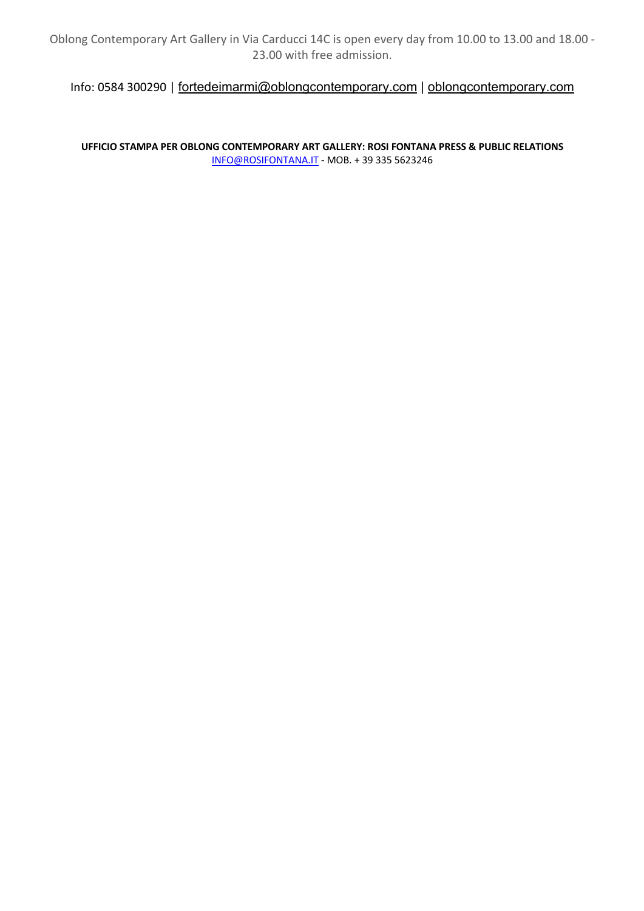Oblong Contemporary Art Gallery in Via Carducci 14C is open every day from 10.00 to 13.00 and 18.00 - 23.00 with free admission.

Info: 0584 300290 | fortedeimarmi@oblongcontemporary.com | oblongcontemporary.com

**UFFICIO STAMPA PER OBLONG CONTEMPORARY ART GALLERY: ROSI FONTANA PRESS & PUBLIC RELATIONS**
INFO@ROSIFONTANA.IT - MOB. + 39 335 5623246